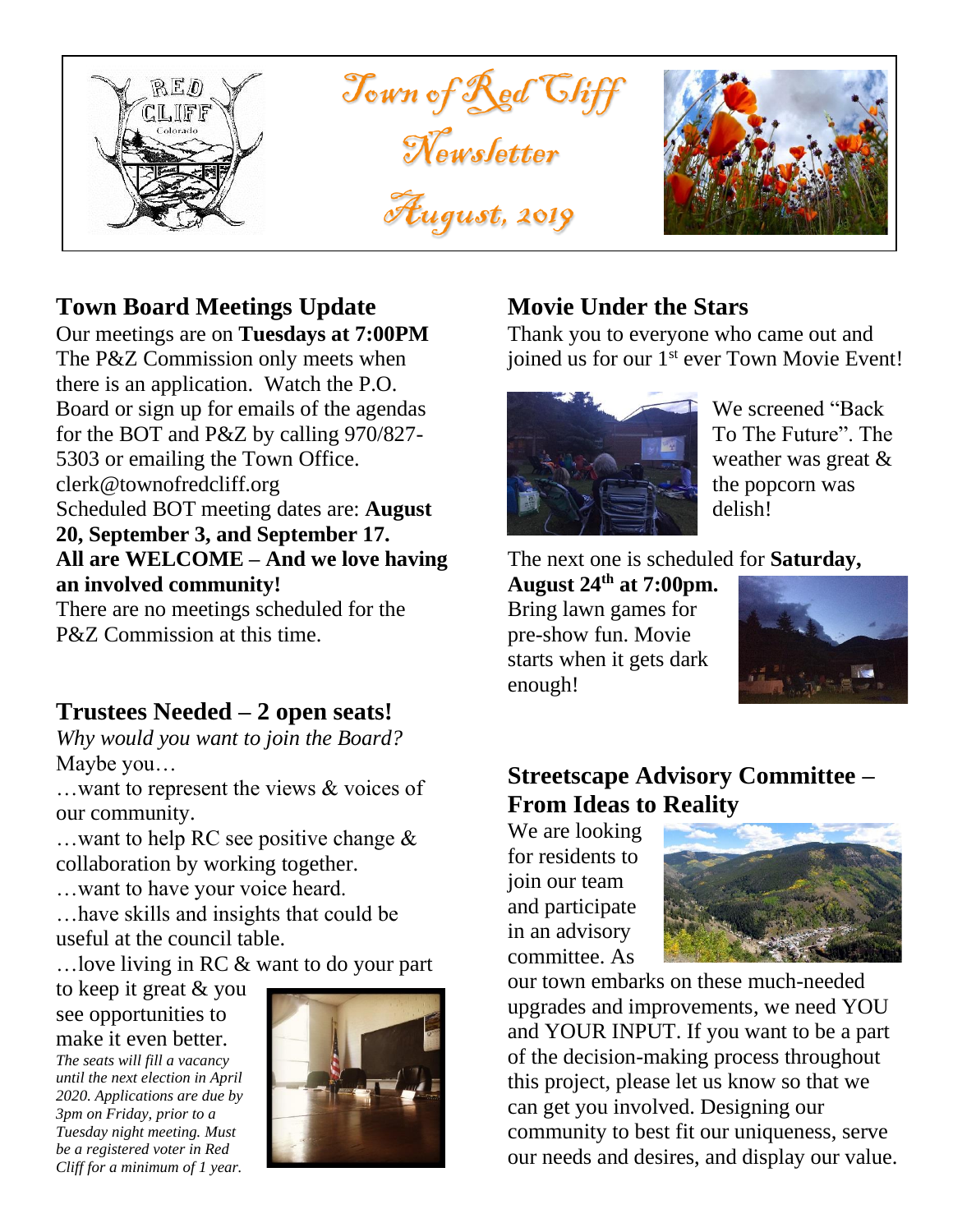# Town of Red Cliff Newsletter

# August, 2019

## Town Board Meetings Update

Our meetings are on **Tuesdays at 7:00PM** The P&Z Commission only meets when there is an application. Watch the P.O. Board or sign up for emails of the agendas for the BOT and P&Z by calling 970/827-5303 or emailing the Town Office. clerk@townofredcliff.org

Scheduled BOT meeting dates are: **August 20, September 3, and September 17.**

**All are WELCOME – And we love having an involved community!**

There are no meetings scheduled for the P&Z Commission at this time.

## Trustees Needed – 2 open seats!

*Why would you want to join the Board?*

Maybe you…

…want to represent the views & voices of our community.

…want to help RC see positive change & collaboration by working together.

…want to have your voice heard.

…have skills and insights that could be useful at the council table.

…love living in RC & want to do your part to keep it great & you see opportunities to make it even better.

*The seats will fill a vacancy until the next election in April 2020. Applications are due by 3pm on Friday, prior to a Tuesday night meeting. Must be a registered voter in Red Cliff for a minimum of 1 year.*

## Movie Under the Stars

Thank you to everyone who came out and joined us for our 1st ever Town Movie Event!

We screened "Back To The Future". The weather was great & the popcorn was delish!

The next one is scheduled for **Saturday, August 24th at 7:00pm.** Bring lawn games for pre-show fun. Movie starts when it gets dark enough!

## Streetscape Advisory Committee – From Ideas to Reality

We are looking for residents to join our team and participate in an advisory committee. As our town embarks on these much-needed upgrades and improvements, we need YOU and YOUR INPUT. If you want to be a part of the decision-making process throughout this project, please let us know so that we can get you involved. Designing our community to best fit our uniqueness, serve our needs and desires, and display our value.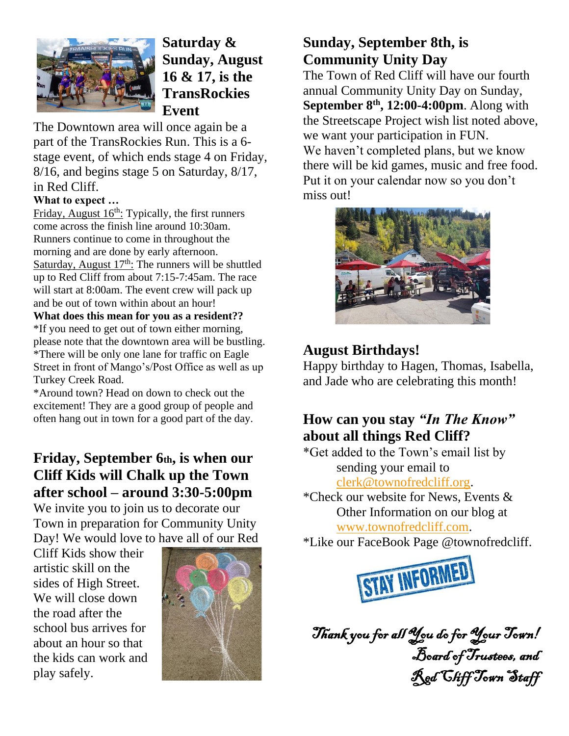## Saturday & Sunday, August 16 & 17, is the TransRockies Event

The Downtown area will once again be a part of the TransRockies Run. This is a 6-stage event, of which ends stage 4 on Friday, 8/16, and begins stage 5 on Saturday, 8/17, in Red Cliff.

**What to expect …**

Friday, August 16th: Typically, the first runners come across the finish line around 10:30am. Runners continue to come in throughout the morning and are done by early afternoon.

Saturday, August 17th: The runners will be shuttled up to Red Cliff from about 7:15-7:45am. The race will start at 8:00am. The event crew will pack up and be out of town within about an hour!

**What does this mean for you as a resident??**

*If you need to get out of town either morning, please note that the downtown area will be bustling.

*There will be only one lane for traffic on Eagle Street in front of Mango's/Post Office as well as up Turkey Creek Road.

*Around town? Head on down to check out the excitement! They are a good group of people and often hang out in town for a good part of the day.

## Friday, September 6th, is when our Cliff Kids will Chalk up the Town after school – around 3:30-5:00pm

We invite you to join us to decorate our Town in preparation for Community Unity Day! We would love to have all of our Red Cliff Kids show their artistic skill on the sides of High Street. We will close down the road after the school bus arrives for about an hour so that the kids can work and play safely.

## Sunday, September 8th, is Community Unity Day

The Town of Red Cliff will have our fourth annual Community Unity Day on Sunday, **September 8th, 12:00-4:00pm**. Along with the Streetscape Project wish list noted above, we want your participation in FUN.

We haven't completed plans, but we know there will be kid games, music and free food. Put it on your calendar now so you don't miss out!

## August Birthdays!

Happy birthday to Hagen, Thomas, Isabella, and Jade who are celebrating this month!

## How can you stay *"In The Know"* about all things Red Cliff?

*Get added to the Town's email list by sending your email to clerk@townofredcliff.org.

*Check our website for News, Events & Other Information on our blog at www.townofredcliff.com.

*Like our FaceBook Page @townofredcliff.

STAY INFORMED

*Thank you for all You do for Your Town!*

*Board of Trustees, and*

*Red Cliff Town Staff*